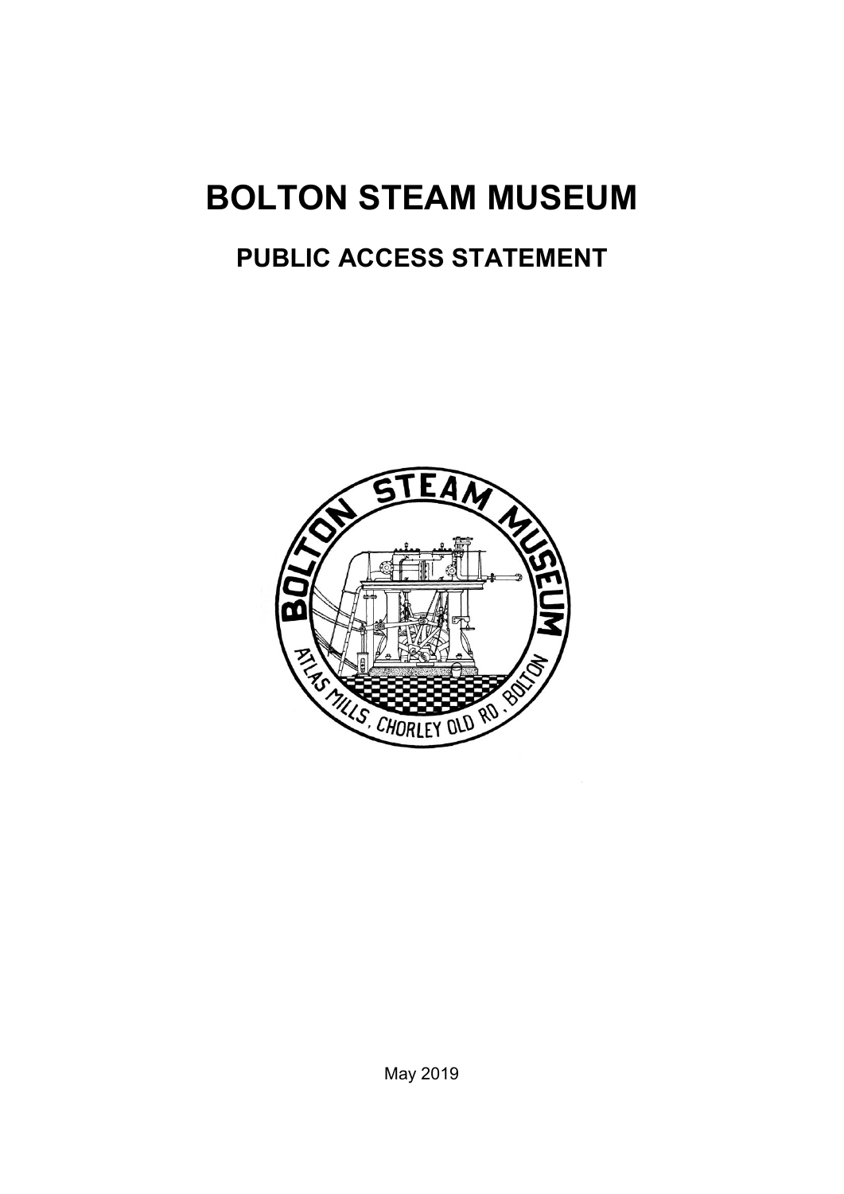# BOLTON STEAM MUSEUM

## PUBLIC ACCESS STATEMENT

May 2019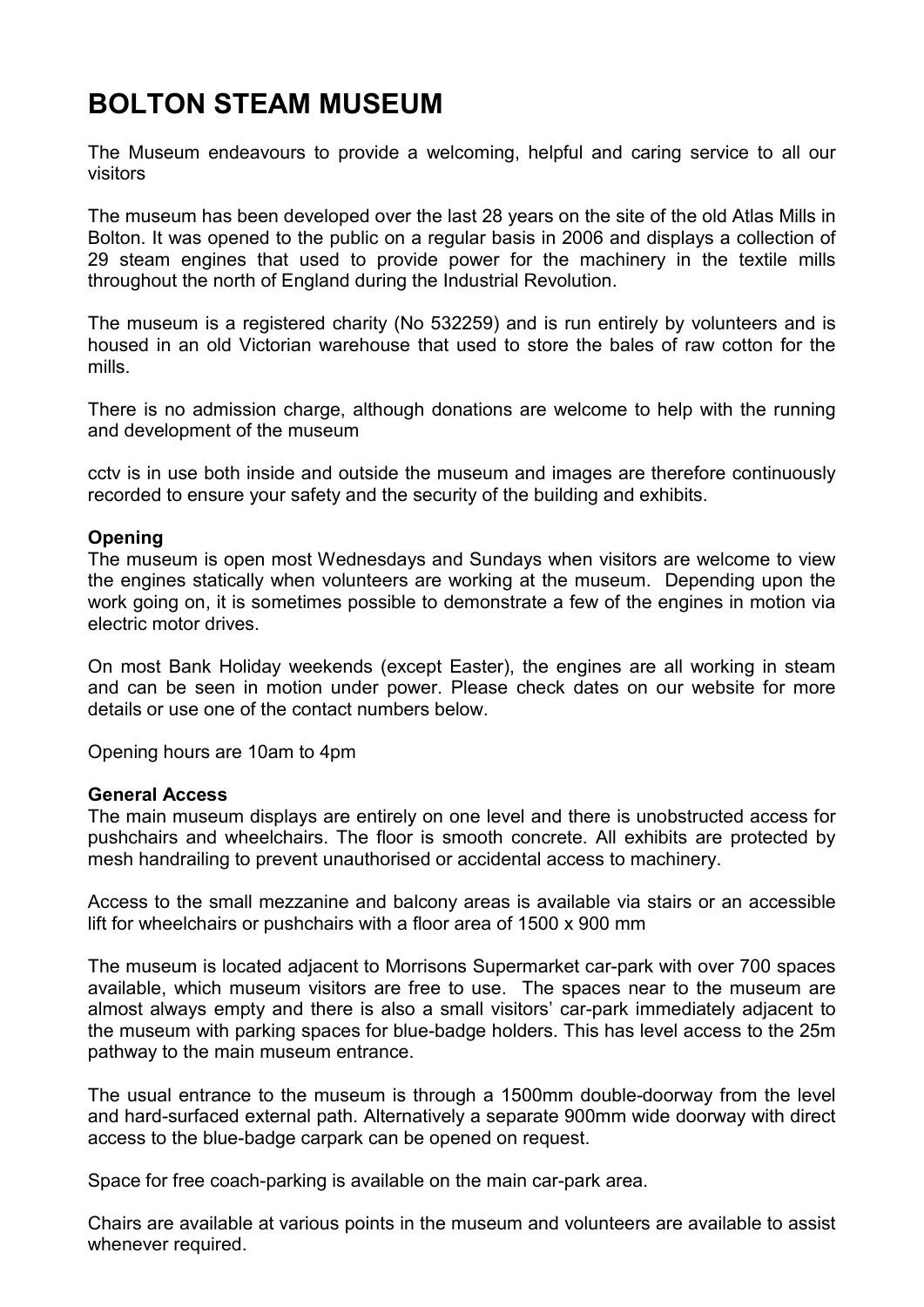# BOLTON STEAM MUSEUM

The Museum endeavours to provide a welcoming, helpful and caring service to all our visitors

The museum has been developed over the last 28 years on the site of the old Atlas Mills in Bolton. It was opened to the public on a regular basis in 2006 and displays a collection of 29 steam engines that used to provide power for the machinery in the textile mills throughout the north of England during the Industrial Revolution.

The museum is a registered charity (No 532259) and is run entirely by volunteers and is housed in an old Victorian warehouse that used to store the bales of raw cotton for the mills.

There is no admission charge, although donations are welcome to help with the running and development of the museum

cctv is in use both inside and outside the museum and images are therefore continuously recorded to ensure your safety and the security of the building and exhibits.

**Opening**

The museum is open most Wednesdays and Sundays when visitors are welcome to view the engines statically when volunteers are working at the museum. Depending upon the work going on, it is sometimes possible to demonstrate a few of the engines in motion via electric motor drives.

On most Bank Holiday weekends (except Easter), the engines are all working in steam and can be seen in motion under power. Please check dates on our website for more details or use one of the contact numbers below.

Opening hours are 10am to 4pm

**General Access**

The main museum displays are entirely on one level and there is unobstructed access for pushchairs and wheelchairs. The floor is smooth concrete. All exhibits are protected by mesh handrailing to prevent unauthorised or accidental access to machinery.

Access to the small mezzanine and balcony areas is available via stairs or an accessible lift for wheelchairs or pushchairs with a floor area of 1500 x 900 mm

The museum is located adjacent to Morrisons Supermarket car-park with over 700 spaces available, which museum visitors are free to use. The spaces near to the museum are almost always empty and there is also a small visitors' car-park immediately adjacent to the museum with parking spaces for blue-badge holders. This has level access to the 25m pathway to the main museum entrance.

The usual entrance to the museum is through a 1500mm double-doorway from the level and hard-surfaced external path. Alternatively a separate 900mm wide doorway with direct access to the blue-badge carpark can be opened on request.

Space for free coach-parking is available on the main car-park area.

Chairs are available at various points in the museum and volunteers are available to assist whenever required.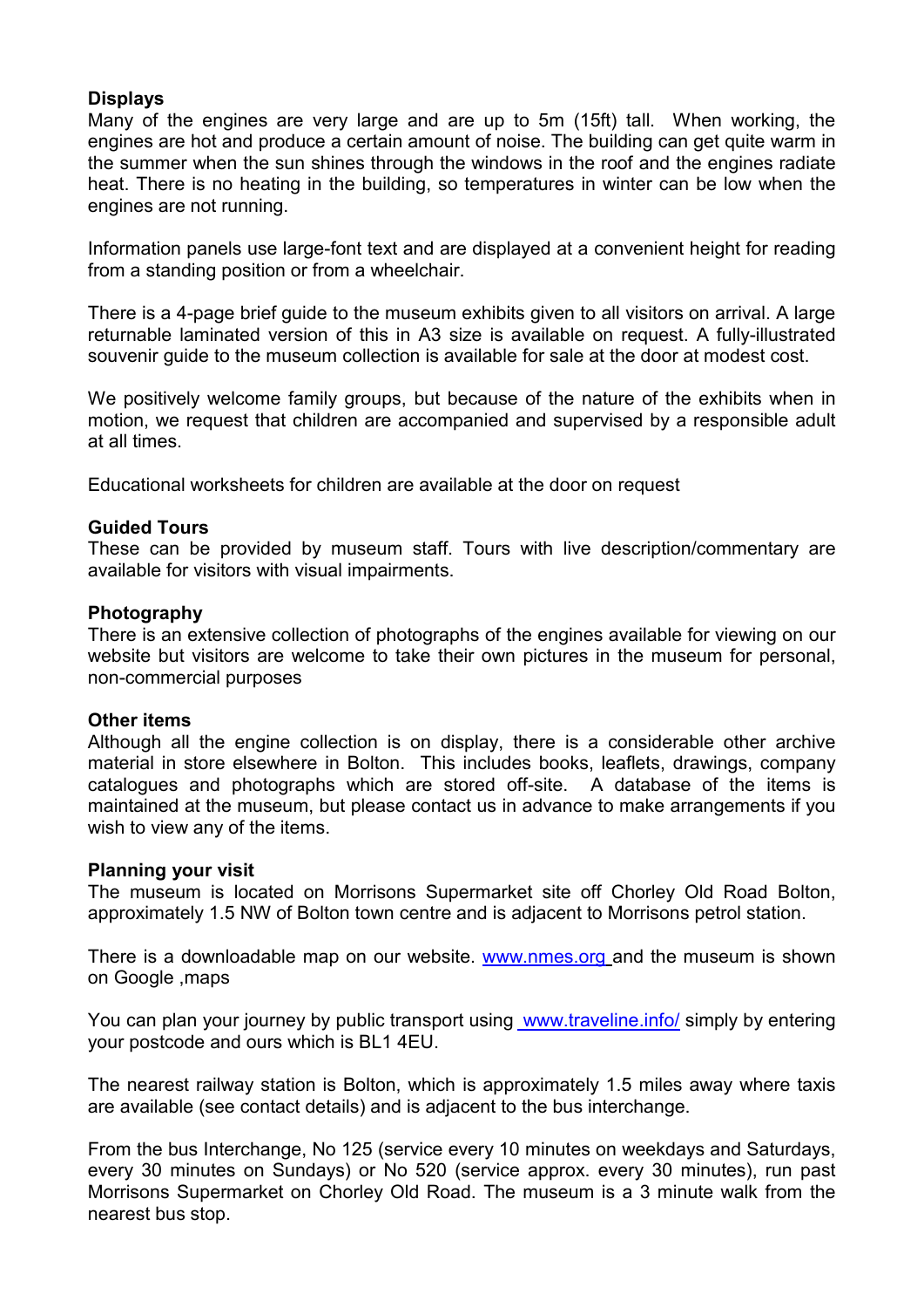**Displays**

Many of the engines are very large and are up to 5m (15ft) tall. When working, the engines are hot and produce a certain amount of noise. The building can get quite warm in the summer when the sun shines through the windows in the roof and the engines radiate heat. There is no heating in the building, so temperatures in winter can be low when the engines are not running.

Information panels use large-font text and are displayed at a convenient height for reading from a standing position or from a wheelchair.

There is a 4-page brief guide to the museum exhibits given to all visitors on arrival. A large returnable laminated version of this in A3 size is available on request. A fully-illustrated souvenir guide to the museum collection is available for sale at the door at modest cost.

We positively welcome family groups, but because of the nature of the exhibits when in motion, we request that children are accompanied and supervised by a responsible adult at all times.

Educational worksheets for children are available at the door on request

**Guided Tours**

These can be provided by museum staff. Tours with live description/commentary are available for visitors with visual impairments.

**Photography**

There is an extensive collection of photographs of the engines available for viewing on our website but visitors are welcome to take their own pictures in the museum for personal, non-commercial purposes

**Other items**

Although all the engine collection is on display, there is a considerable other archive material in store elsewhere in Bolton. This includes books, leaflets, drawings, company catalogues and photographs which are stored off-site. A database of the items is maintained at the museum, but please contact us in advance to make arrangements if you wish to view any of the items.

**Planning your visit**

The museum is located on Morrisons Supermarket site off Chorley Old Road Bolton, approximately 1.5 NW of Bolton town centre and is adjacent to Morrisons petrol station.

There is a downloadable map on our website. www.nmes.org and the museum is shown on Google ,maps

You can plan your journey by public transport using www.traveline.info/ simply by entering your postcode and ours which is BL1 4EU.

The nearest railway station is Bolton, which is approximately 1.5 miles away where taxis are available (see contact details) and is adjacent to the bus interchange.

From the bus Interchange, No 125 (service every 10 minutes on weekdays and Saturdays, every 30 minutes on Sundays) or No 520 (service approx. every 30 minutes), run past Morrisons Supermarket on Chorley Old Road. The museum is a 3 minute walk from the nearest bus stop.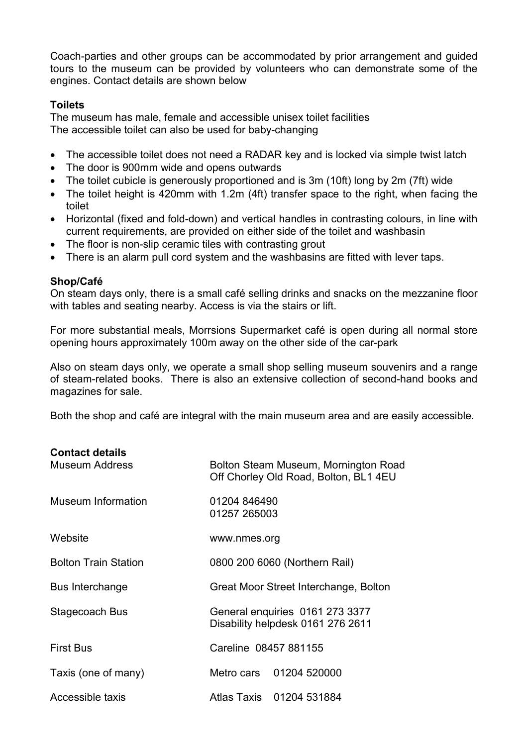Coach-parties and other groups can be accommodated by prior arrangement and guided tours to the museum can be provided by volunteers who can demonstrate some of the engines. Contact details are shown below

**Toilets**

The museum has male, female and accessible unisex toilet facilities
The accessible toilet can also be used for baby-changing

- The accessible toilet does not need a RADAR key and is locked via simple twist latch
- The door is 900mm wide and opens outwards
- The toilet cubicle is generously proportioned and is 3m (10ft) long by 2m (7ft) wide
- The toilet height is 420mm with 1.2m (4ft) transfer space to the right, when facing the toilet
- Horizontal (fixed and fold-down) and vertical handles in contrasting colours, in line with current requirements, are provided on either side of the toilet and washbasin
- The floor is non-slip ceramic tiles with contrasting grout
- There is an alarm pull cord system and the washbasins are fitted with lever taps.

**Shop/Café**

On steam days only, there is a small café selling drinks and snacks on the mezzanine floor with tables and seating nearby. Access is via the stairs or lift.

For more substantial meals, Morrsions Supermarket café is open during all normal store opening hours approximately 100m away on the other side of the car-park

Also on steam days only, we operate a small shop selling museum souvenirs and a range of steam-related books. There is also an extensive collection of second-hand books and magazines for sale.

Both the shop and café are integral with the main museum area and are easily accessible.

**Contact details**

| | |
|---|---|
| Museum Address | Bolton Steam Museum, Mornington Road<br>Off Chorley Old Road, Bolton, BL1 4EU |
| Museum Information | 01204 846490<br>01257 265003 |
| Website | www.nmes.org |
| Bolton Train Station | 0800 200 6060 (Northern Rail) |
| Bus Interchange | Great Moor Street Interchange, Bolton |
| Stagecoach Bus | General enquiries 0161 273 3377<br>Disability helpdesk 0161 276 2611 |
| First Bus | Careline 08457 881155 |
| Taxis (one of many) | Metro cars 01204 520000 |
| Accessible taxis | Atlas Taxis 01204 531884 |